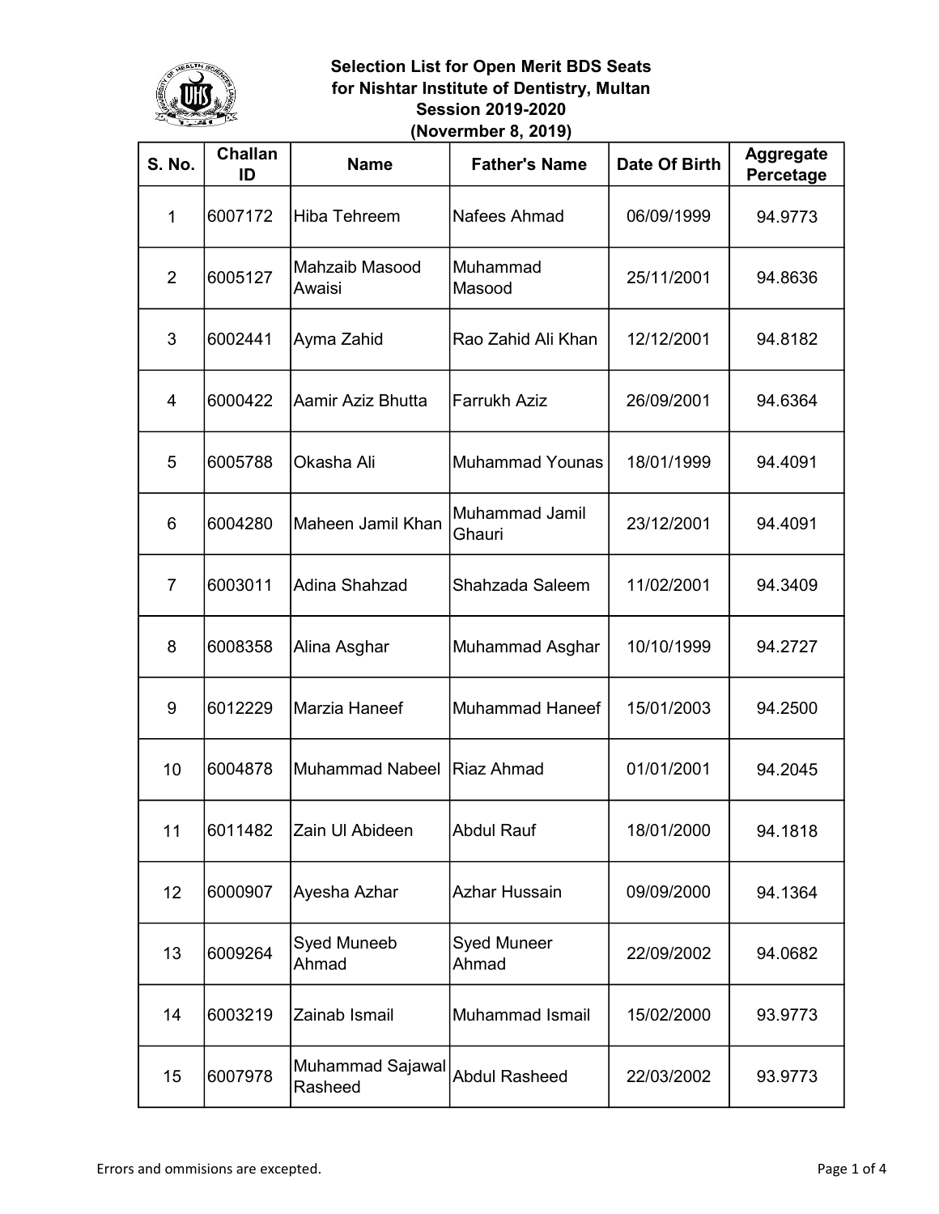# Selection List for Open Merit BDS Seats for Nishtar Institute of Dentistry, Multan Session 2019-2020 (Novermber 8, 2019)

| S. No. | Challan ID | Name | Father's Name | Date Of Birth | Aggregate Percetage |
|---|---|---|---|---|---|
| 1 | 6007172 | Hiba Tehreem | Nafees Ahmad | 06/09/1999 | 94.9773 |
| 2 | 6005127 | Mahzaib Masood Awaisi | Muhammad Masood | 25/11/2001 | 94.8636 |
| 3 | 6002441 | Ayma Zahid | Rao Zahid Ali Khan | 12/12/2001 | 94.8182 |
| 4 | 6000422 | Aamir Aziz Bhutta | Farrukh Aziz | 26/09/2001 | 94.6364 |
| 5 | 6005788 | Okasha Ali | Muhammad Younas | 18/01/1999 | 94.4091 |
| 6 | 6004280 | Maheen Jamil Khan | Muhammad Jamil Ghauri | 23/12/2001 | 94.4091 |
| 7 | 6003011 | Adina Shahzad | Shahzada Saleem | 11/02/2001 | 94.3409 |
| 8 | 6008358 | Alina Asghar | Muhammad Asghar | 10/10/1999 | 94.2727 |
| 9 | 6012229 | Marzia Haneef | Muhammad Haneef | 15/01/2003 | 94.2500 |
| 10 | 6004878 | Muhammad Nabeel | Riaz Ahmad | 01/01/2001 | 94.2045 |
| 11 | 6011482 | Zain Ul Abideen | Abdul Rauf | 18/01/2000 | 94.1818 |
| 12 | 6000907 | Ayesha Azhar | Azhar Hussain | 09/09/2000 | 94.1364 |
| 13 | 6009264 | Syed Muneeb Ahmad | Syed Muneer Ahmad | 22/09/2002 | 94.0682 |
| 14 | 6003219 | Zainab Ismail | Muhammad Ismail | 15/02/2000 | 93.9773 |
| 15 | 6007978 | Muhammad Sajawal Rasheed | Abdul Rasheed | 22/03/2002 | 93.9773 |

Errors and ommisions are excepted.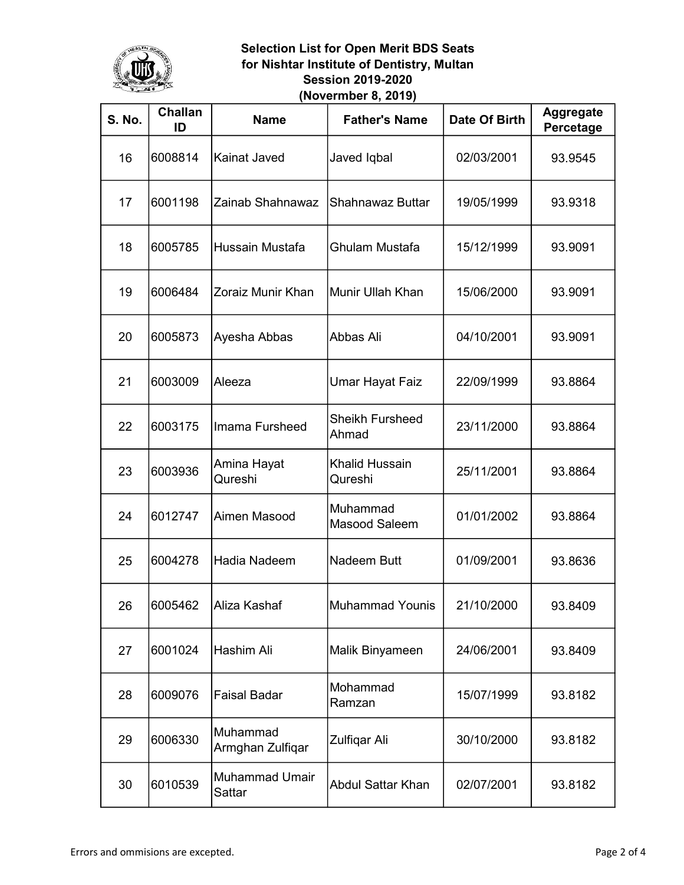**Selection List for Open Merit BDS Seats**
**for Nishtar Institute of Dentistry, Multan**
**Session 2019-2020**
**(Novermber 8, 2019)**

| S. No. | Challan ID | Name | Father's Name | Date Of Birth | Aggregate Percetage |
|---|---|---|---|---|---|
| 16 | 6008814 | Kainat Javed | Javed Iqbal | 02/03/2001 | 93.9545 |
| 17 | 6001198 | Zainab Shahnawaz | Shahnawaz Buttar | 19/05/1999 | 93.9318 |
| 18 | 6005785 | Hussain Mustafa | Ghulam Mustafa | 15/12/1999 | 93.9091 |
| 19 | 6006484 | Zoraiz Munir Khan | Munir Ullah Khan | 15/06/2000 | 93.9091 |
| 20 | 6005873 | Ayesha Abbas | Abbas Ali | 04/10/2001 | 93.9091 |
| 21 | 6003009 | Aleeza | Umar Hayat Faiz | 22/09/1999 | 93.8864 |
| 22 | 6003175 | Imama Fursheed | Sheikh Fursheed Ahmad | 23/11/2000 | 93.8864 |
| 23 | 6003936 | Amina Hayat Qureshi | Khalid Hussain Qureshi | 25/11/2001 | 93.8864 |
| 24 | 6012747 | Aimen Masood | Muhammad Masood Saleem | 01/01/2002 | 93.8864 |
| 25 | 6004278 | Hadia Nadeem | Nadeem Butt | 01/09/2001 | 93.8636 |
| 26 | 6005462 | Aliza Kashaf | Muhammad Younis | 21/10/2000 | 93.8409 |
| 27 | 6001024 | Hashim Ali | Malik Binyameen | 24/06/2001 | 93.8409 |
| 28 | 6009076 | Faisal Badar | Mohammad Ramzan | 15/07/1999 | 93.8182 |
| 29 | 6006330 | Muhammad Armghan Zulfiqar | Zulfiqar Ali | 30/10/2000 | 93.8182 |
| 30 | 6010539 | Muhammad Umair Sattar | Abdul Sattar Khan | 02/07/2001 | 93.8182 |

Errors and ommisions are excepted.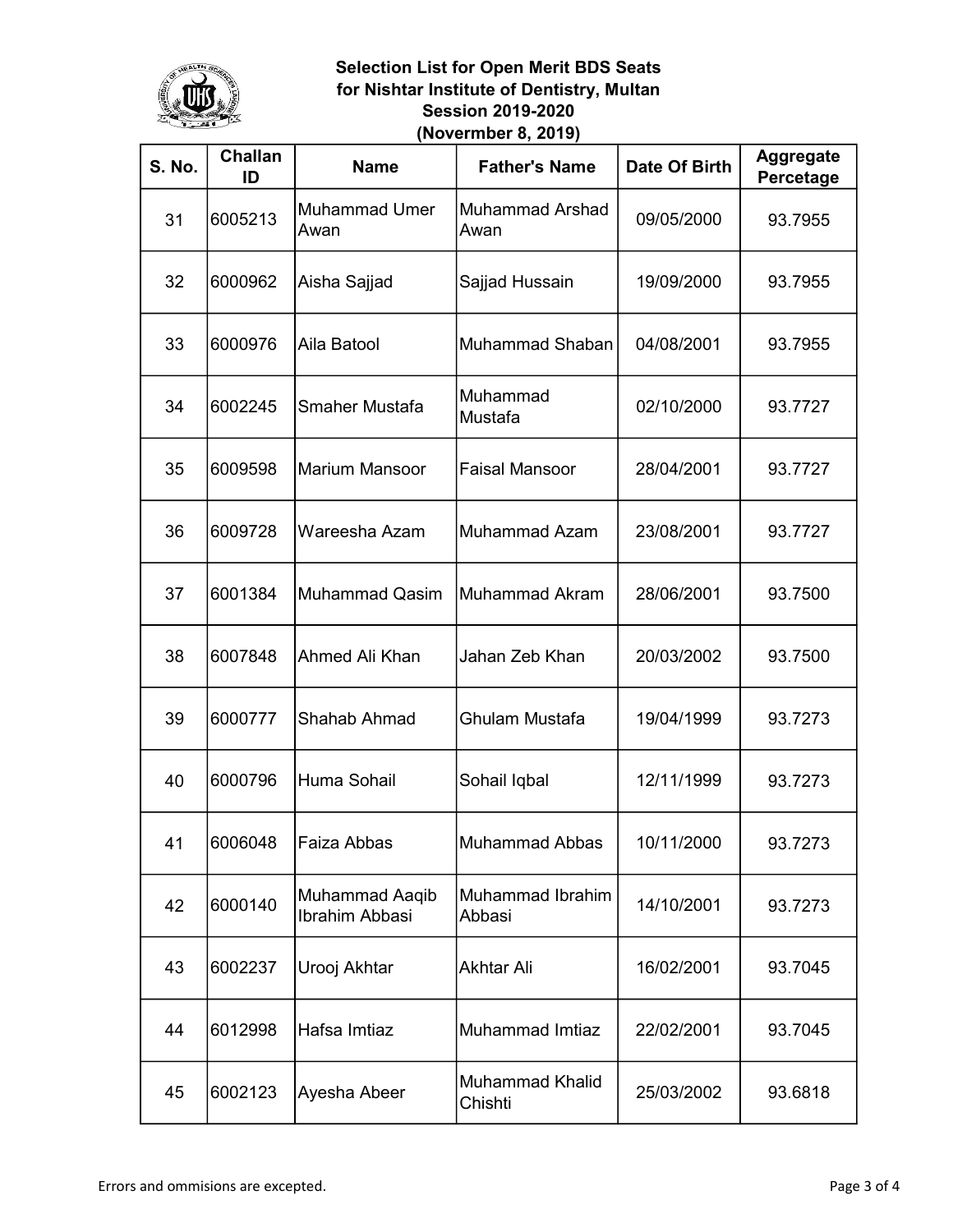**Selection List for Open Merit BDS Seats**
**for Nishtar Institute of Dentistry, Multan**
**Session 2019-2020**
**(Novermber 8, 2019)**

| S. No. | Challan ID | Name | Father's Name | Date Of Birth | Aggregate Percetage |
|---|---|---|---|---|---|
| 31 | 6005213 | Muhammad Umer Awan | Muhammad Arshad Awan | 09/05/2000 | 93.7955 |
| 32 | 6000962 | Aisha Sajjad | Sajjad Hussain | 19/09/2000 | 93.7955 |
| 33 | 6000976 | Aila Batool | Muhammad Shaban | 04/08/2001 | 93.7955 |
| 34 | 6002245 | Smaher Mustafa | Muhammad Mustafa | 02/10/2000 | 93.7727 |
| 35 | 6009598 | Marium Mansoor | Faisal Mansoor | 28/04/2001 | 93.7727 |
| 36 | 6009728 | Wareesha Azam | Muhammad Azam | 23/08/2001 | 93.7727 |
| 37 | 6001384 | Muhammad Qasim | Muhammad Akram | 28/06/2001 | 93.7500 |
| 38 | 6007848 | Ahmed Ali Khan | Jahan Zeb Khan | 20/03/2002 | 93.7500 |
| 39 | 6000777 | Shahab Ahmad | Ghulam Mustafa | 19/04/1999 | 93.7273 |
| 40 | 6000796 | Huma Sohail | Sohail Iqbal | 12/11/1999 | 93.7273 |
| 41 | 6006048 | Faiza Abbas | Muhammad Abbas | 10/11/2000 | 93.7273 |
| 42 | 6000140 | Muhammad Aaqib Ibrahim Abbasi | Muhammad Ibrahim Abbasi | 14/10/2001 | 93.7273 |
| 43 | 6002237 | Urooj Akhtar | Akhtar Ali | 16/02/2001 | 93.7045 |
| 44 | 6012998 | Hafsa Imtiaz | Muhammad Imtiaz | 22/02/2001 | 93.7045 |
| 45 | 6002123 | Ayesha Abeer | Muhammad Khalid Chishti | 25/03/2002 | 93.6818 |

Errors and ommisions are excepted.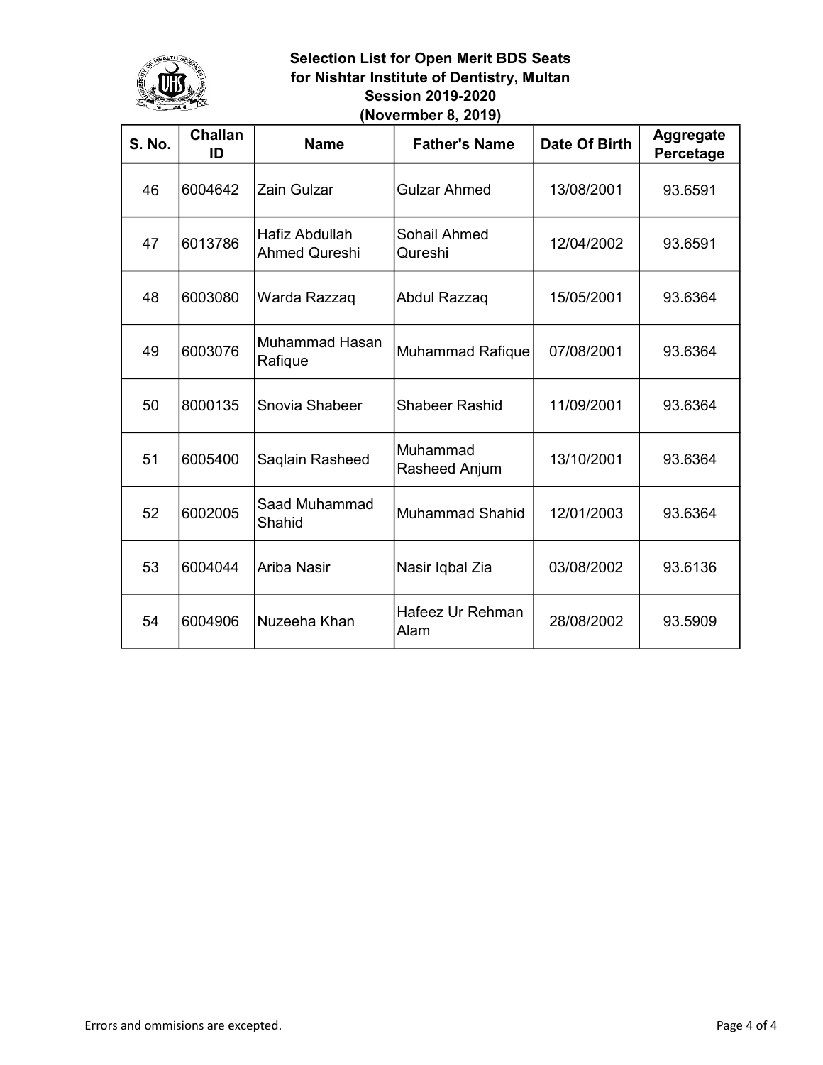**Selection List for Open Merit BDS Seats**
**for Nishtar Institute of Dentistry, Multan**
**Session 2019-2020**
**(Novermber 8, 2019)**

| S. No. | Challan ID | Name | Father's Name | Date Of Birth | Aggregate Percetage |
|---|---|---|---|---|---|
| 46 | 6004642 | Zain Gulzar | Gulzar Ahmed | 13/08/2001 | 93.6591 |
| 47 | 6013786 | Hafiz Abdullah Ahmed Qureshi | Sohail Ahmed Qureshi | 12/04/2002 | 93.6591 |
| 48 | 6003080 | Warda Razzaq | Abdul Razzaq | 15/05/2001 | 93.6364 |
| 49 | 6003076 | Muhammad Hasan Rafique | Muhammad Rafique | 07/08/2001 | 93.6364 |
| 50 | 8000135 | Snovia Shabeer | Shabeer Rashid | 11/09/2001 | 93.6364 |
| 51 | 6005400 | Saqlain Rasheed | Muhammad Rasheed Anjum | 13/10/2001 | 93.6364 |
| 52 | 6002005 | Saad Muhammad Shahid | Muhammad Shahid | 12/01/2003 | 93.6364 |
| 53 | 6004044 | Ariba Nasir | Nasir Iqbal Zia | 03/08/2002 | 93.6136 |
| 54 | 6004906 | Nuzeeha Khan | Hafeez Ur Rehman Alam | 28/08/2002 | 93.5909 |

Errors and ommisions are excepted.